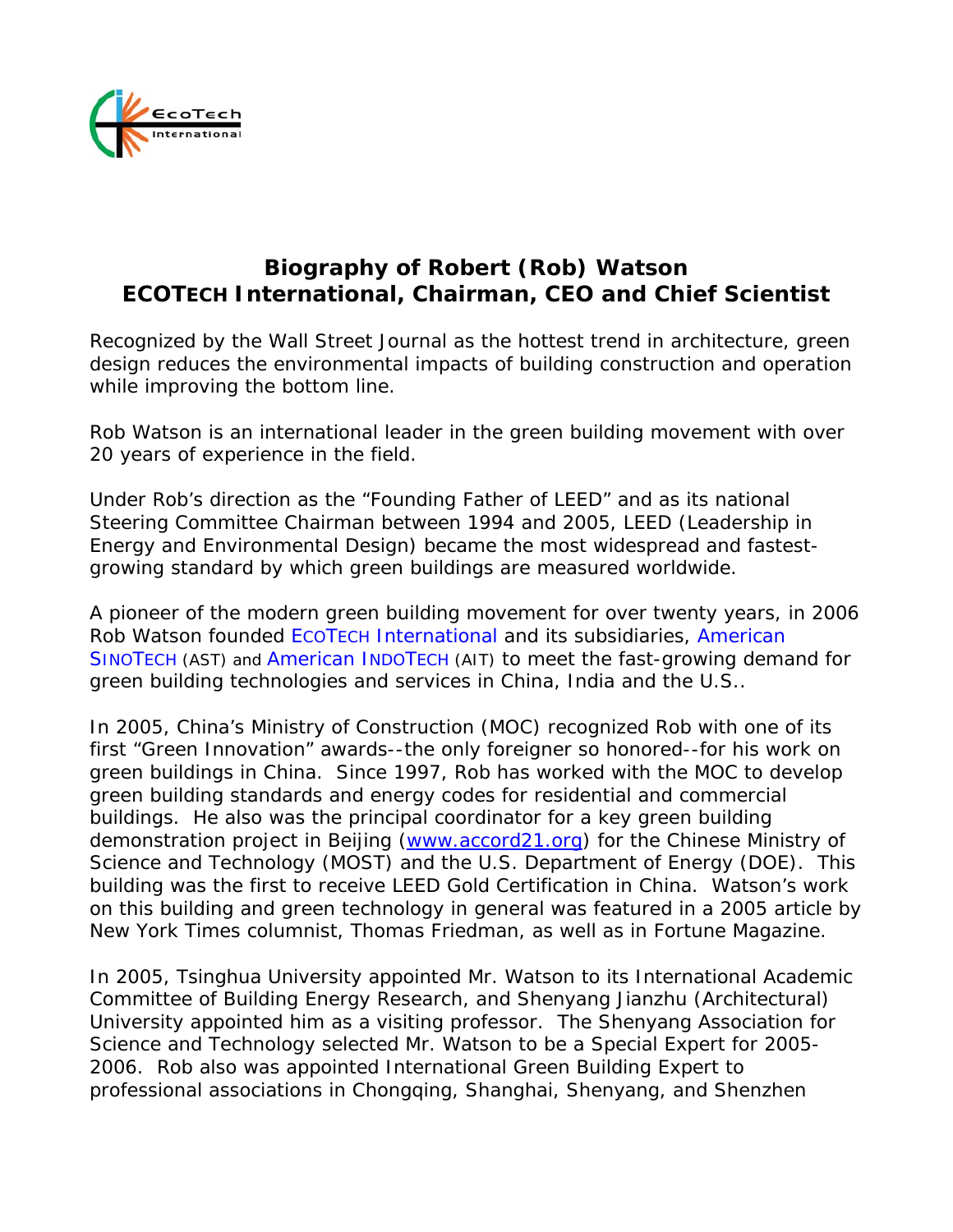# Biography of Robert (Rob) Watson
## ECOTECH International, Chairman, CEO and Chief Scientist

Recognized by the Wall Street Journal as the hottest trend in architecture, green design reduces the environmental impacts of building construction and operation while improving the bottom line.

Rob Watson is an international leader in the green building movement with over 20 years of experience in the field.

Under Rob's direction as the "Founding Father of LEED" and as its national Steering Committee Chairman between 1994 and 2005, LEED (Leadership in Energy and Environmental Design) became the most widespread and fastest-growing standard by which green buildings are measured worldwide.

A pioneer of the modern green building movement for over twenty years, in 2006 Rob Watson founded ECOTECH International and its subsidiaries, American SINOTECH (AST) and American INDOTECH (AIT) to meet the fast-growing demand for green building technologies and services in China, India and the U.S..

In 2005, China's Ministry of Construction (MOC) recognized Rob with one of its first "Green Innovation" awards--the only foreigner so honored--for his work on green buildings in China. Since 1997, Rob has worked with the MOC to develop green building standards and energy codes for residential and commercial buildings. He also was the principal coordinator for a key green building demonstration project in Beijing (www.accord21.org) for the Chinese Ministry of Science and Technology (MOST) and the U.S. Department of Energy (DOE). This building was the first to receive LEED Gold Certification in China. Watson's work on this building and green technology in general was featured in a 2005 article by New York Times columnist, Thomas Friedman, as well as in Fortune Magazine.

In 2005, Tsinghua University appointed Mr. Watson to its International Academic Committee of Building Energy Research, and Shenyang Jianzhu (Architectural) University appointed him as a visiting professor. The Shenyang Association for Science and Technology selected Mr. Watson to be a Special Expert for 2005-2006. Rob also was appointed International Green Building Expert to professional associations in Chongqing, Shanghai, Shenyang, and Shenzhen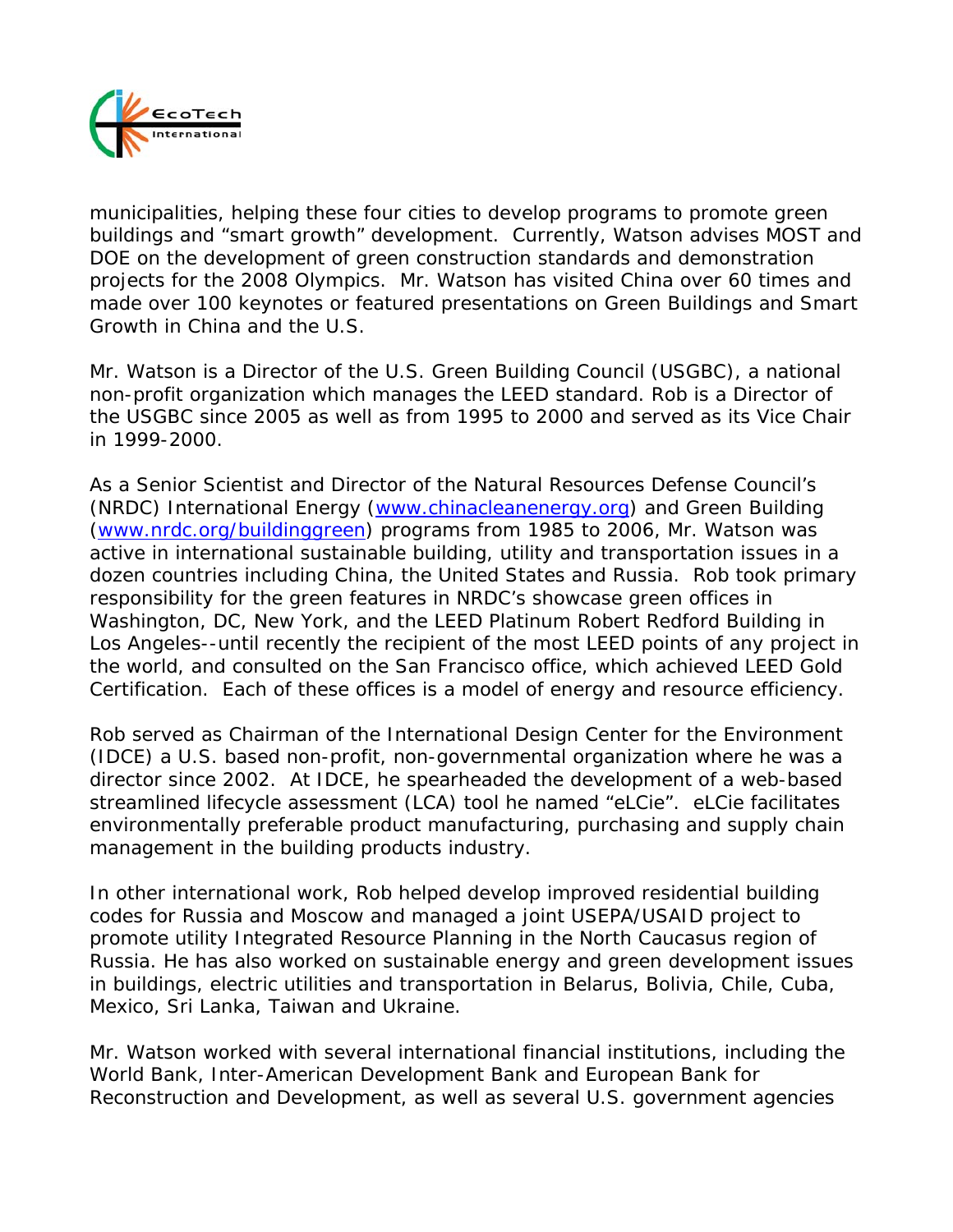municipalities, helping these four cities to develop programs to promote green buildings and "smart growth" development. Currently, Watson advises MOST and DOE on the development of green construction standards and demonstration projects for the 2008 Olympics. Mr. Watson has visited China over 60 times and made over 100 keynotes or featured presentations on Green Buildings and Smart Growth in China and the U.S.

Mr. Watson is a Director of the U.S. Green Building Council (USGBC), a national non-profit organization which manages the LEED standard. Rob is a Director of the USGBC since 2005 as well as from 1995 to 2000 and served as its Vice Chair in 1999-2000.

As a Senior Scientist and Director of the Natural Resources Defense Council's (NRDC) International Energy ([www.chinacleanenergy.org](http://www.chinacleanenergy.org)) and Green Building ([www.nrdc.org/buildinggreen](http://www.nrdc.org/buildinggreen)) programs from 1985 to 2006, Mr. Watson was active in international sustainable building, utility and transportation issues in a dozen countries including China, the United States and Russia. Rob took primary responsibility for the green features in NRDC's showcase green offices in Washington, DC, New York, and the LEED Platinum Robert Redford Building in Los Angeles--until recently the recipient of the most LEED points of any project in the world, and consulted on the San Francisco office, which achieved LEED Gold Certification. Each of these offices is a model of energy and resource efficiency.

Rob served as Chairman of the International Design Center for the Environment (IDCE) a U.S. based non-profit, non-governmental organization where he was a director since 2002. At IDCE, he spearheaded the development of a web-based streamlined lifecycle assessment (LCA) tool he named "eLCie". eLCie facilitates environmentally preferable product manufacturing, purchasing and supply chain management in the building products industry.

In other international work, Rob helped develop improved residential building codes for Russia and Moscow and managed a joint USEPA/USAID project to promote utility Integrated Resource Planning in the North Caucasus region of Russia. He has also worked on sustainable energy and green development issues in buildings, electric utilities and transportation in Belarus, Bolivia, Chile, Cuba, Mexico, Sri Lanka, Taiwan and Ukraine.

Mr. Watson worked with several international financial institutions, including the World Bank, Inter-American Development Bank and European Bank for Reconstruction and Development, as well as several U.S. government agencies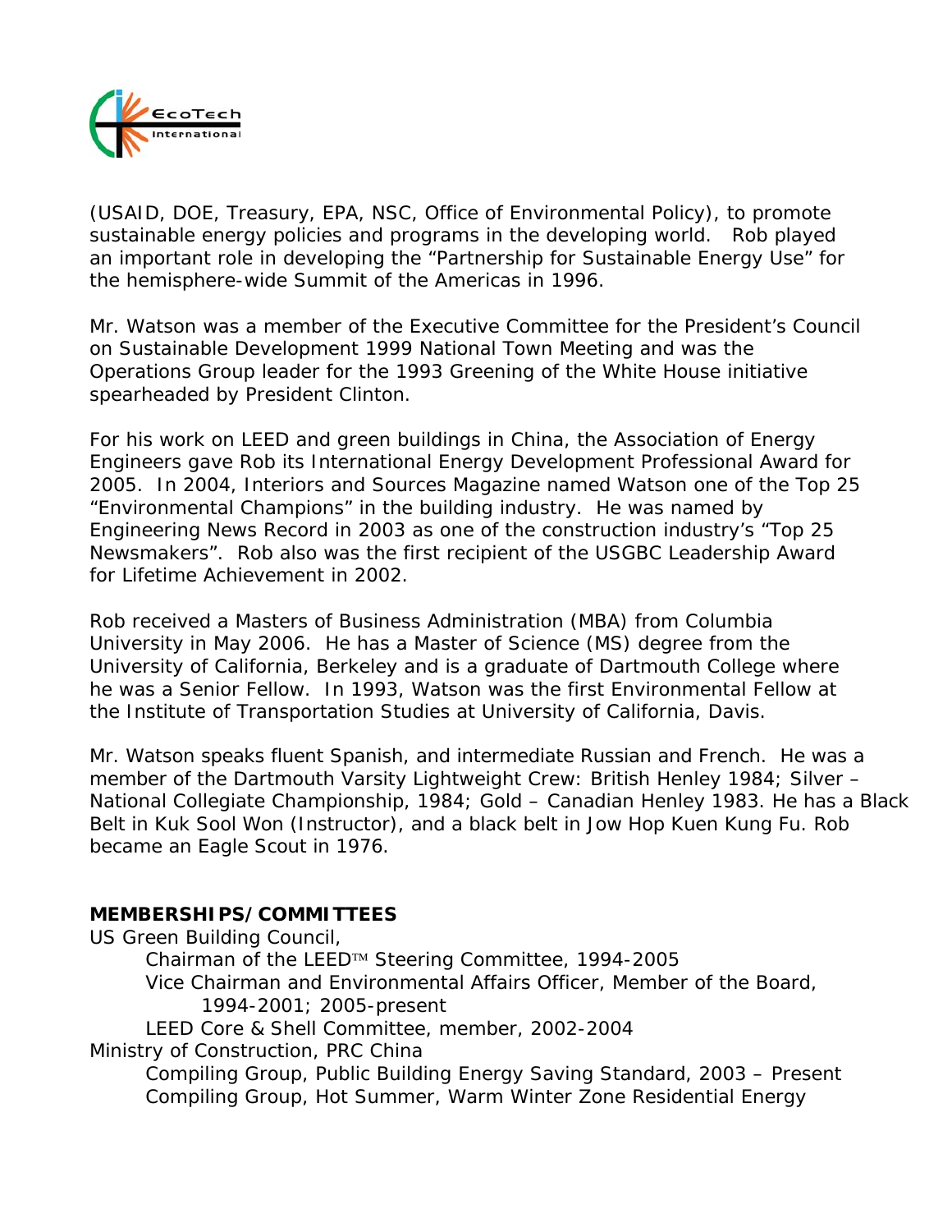(USAID, DOE, Treasury, EPA, NSC, Office of Environmental Policy), to promote sustainable energy policies and programs in the developing world. Rob played an important role in developing the "Partnership for Sustainable Energy Use" for the hemisphere-wide Summit of the Americas in 1996.

Mr. Watson was a member of the Executive Committee for the President's Council on Sustainable Development 1999 National Town Meeting and was the Operations Group leader for the 1993 Greening of the White House initiative spearheaded by President Clinton.

For his work on LEED and green buildings in China, the Association of Energy Engineers gave Rob its International Energy Development Professional Award for 2005. In 2004, Interiors and Sources Magazine named Watson one of the Top 25 "Environmental Champions" in the building industry. He was named by Engineering News Record in 2003 as one of the construction industry's "Top 25 Newsmakers". Rob also was the first recipient of the USGBC Leadership Award for Lifetime Achievement in 2002.

Rob received a Masters of Business Administration (MBA) from Columbia University in May 2006. He has a Master of Science (MS) degree from the University of California, Berkeley and is a graduate of Dartmouth College where he was a Senior Fellow. In 1993, Watson was the first Environmental Fellow at the Institute of Transportation Studies at University of California, Davis.

Mr. Watson speaks fluent Spanish, and intermediate Russian and French. He was a member of the Dartmouth Varsity Lightweight Crew: British Henley 1984; Silver – National Collegiate Championship, 1984; Gold – Canadian Henley 1983. He has a Black Belt in Kuk Sool Won (Instructor), and a black belt in Jow Hop Kuen Kung Fu. Rob became an Eagle Scout in 1976.

**MEMBERSHIPS/COMMITTEES**

US Green Building Council,
- Chairman of the LEED™ Steering Committee, 1994-2005
- Vice Chairman and Environmental Affairs Officer, Member of the Board, 1994-2001; 2005-present
- LEED Core & Shell Committee, member, 2002-2004

Ministry of Construction, PRC China
- Compiling Group, Public Building Energy Saving Standard, 2003 – Present
- Compiling Group, Hot Summer, Warm Winter Zone Residential Energy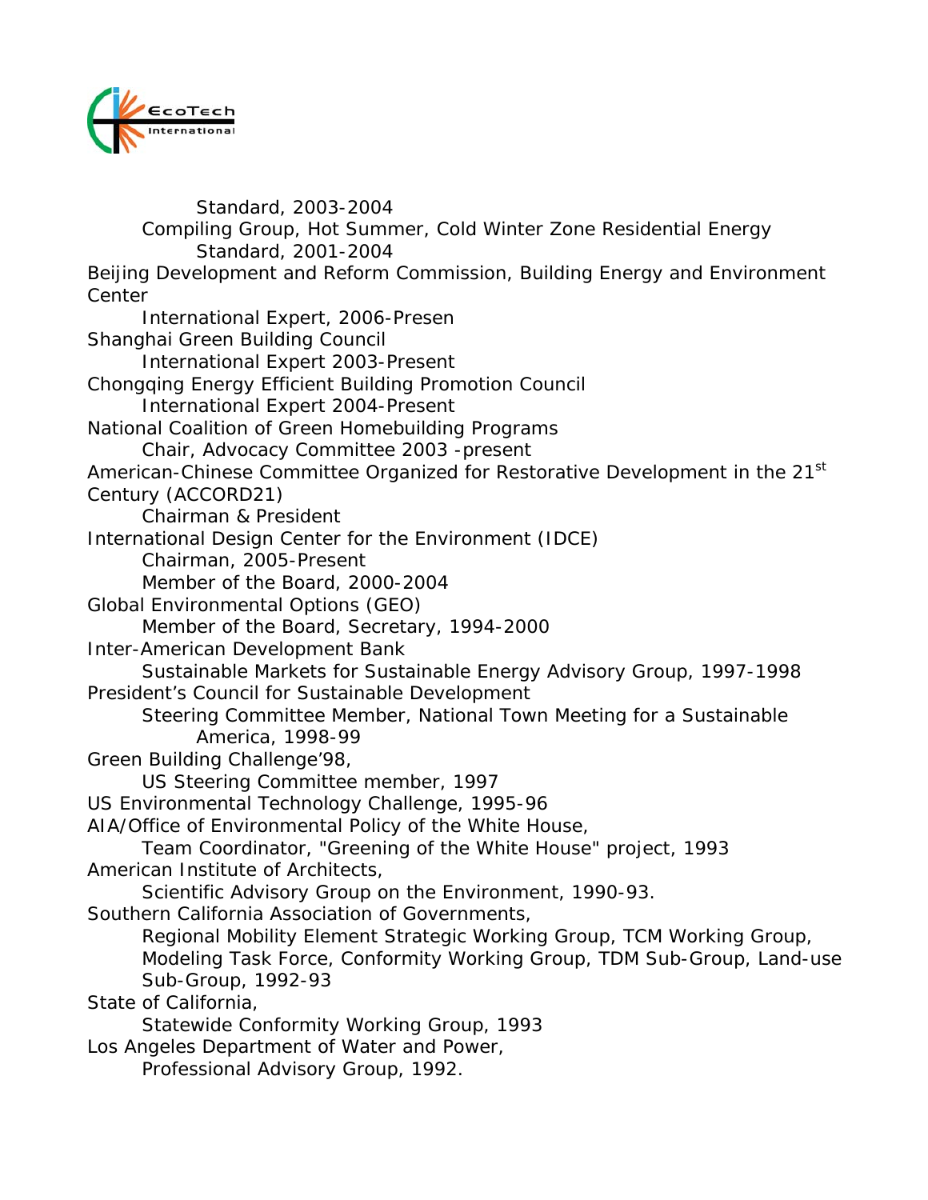Standard, 2003-2004

Compiling Group, Hot Summer, Cold Winter Zone Residential Energy Standard, 2001-2004

Beijing Development and Reform Commission, Building Energy and Environment Center

- International Expert, 2006-Presen

Shanghai Green Building Council

- International Expert 2003-Present

Chongqing Energy Efficient Building Promotion Council

- International Expert 2004-Present

National Coalition of Green Homebuilding Programs

- Chair, Advocacy Committee 2003 -present

American-Chinese Committee Organized for Restorative Development in the 21st Century (ACCORD21)

- Chairman & President

International Design Center for the Environment (IDCE)

- Chairman, 2005-Present
- Member of the Board, 2000-2004

Global Environmental Options (GEO)

- Member of the Board, Secretary, 1994-2000

Inter-American Development Bank

- Sustainable Markets for Sustainable Energy Advisory Group, 1997-1998

President's Council for Sustainable Development

- Steering Committee Member, National Town Meeting for a Sustainable America, 1998-99

Green Building Challenge'98,

- US Steering Committee member, 1997

US Environmental Technology Challenge, 1995-96

AIA/Office of Environmental Policy of the White House,

- Team Coordinator, "Greening of the White House" project, 1993

American Institute of Architects,

- Scientific Advisory Group on the Environment, 1990-93.

Southern California Association of Governments,

- Regional Mobility Element Strategic Working Group, TCM Working Group, Modeling Task Force, Conformity Working Group, TDM Sub-Group, Land-use Sub-Group, 1992-93

State of California,

- Statewide Conformity Working Group, 1993

Los Angeles Department of Water and Power,

- Professional Advisory Group, 1992.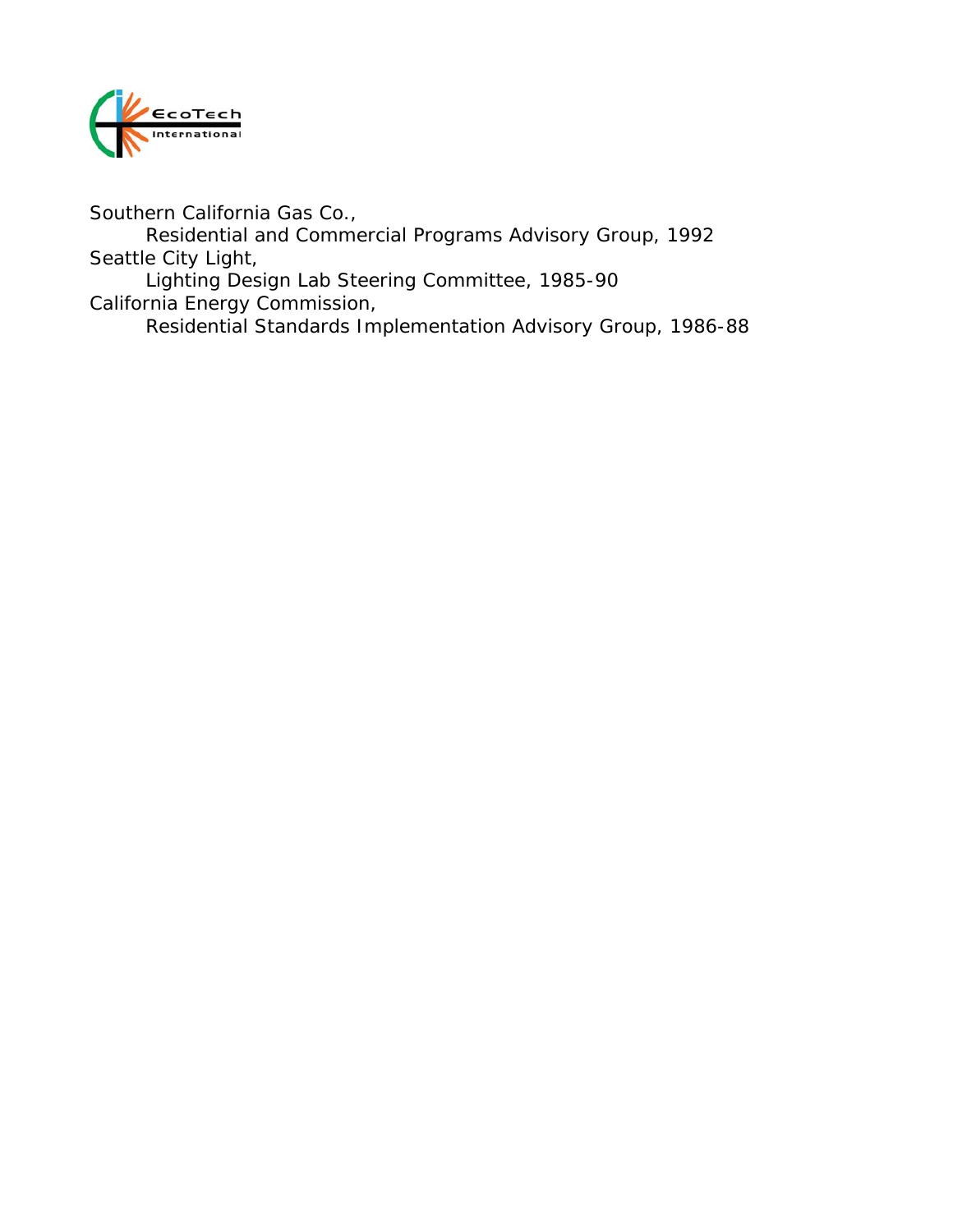Southern California Gas Co.,
    Residential and Commercial Programs Advisory Group, 1992
Seattle City Light,
    Lighting Design Lab Steering Committee, 1985-90
California Energy Commission,
    Residential Standards Implementation Advisory Group, 1986-88